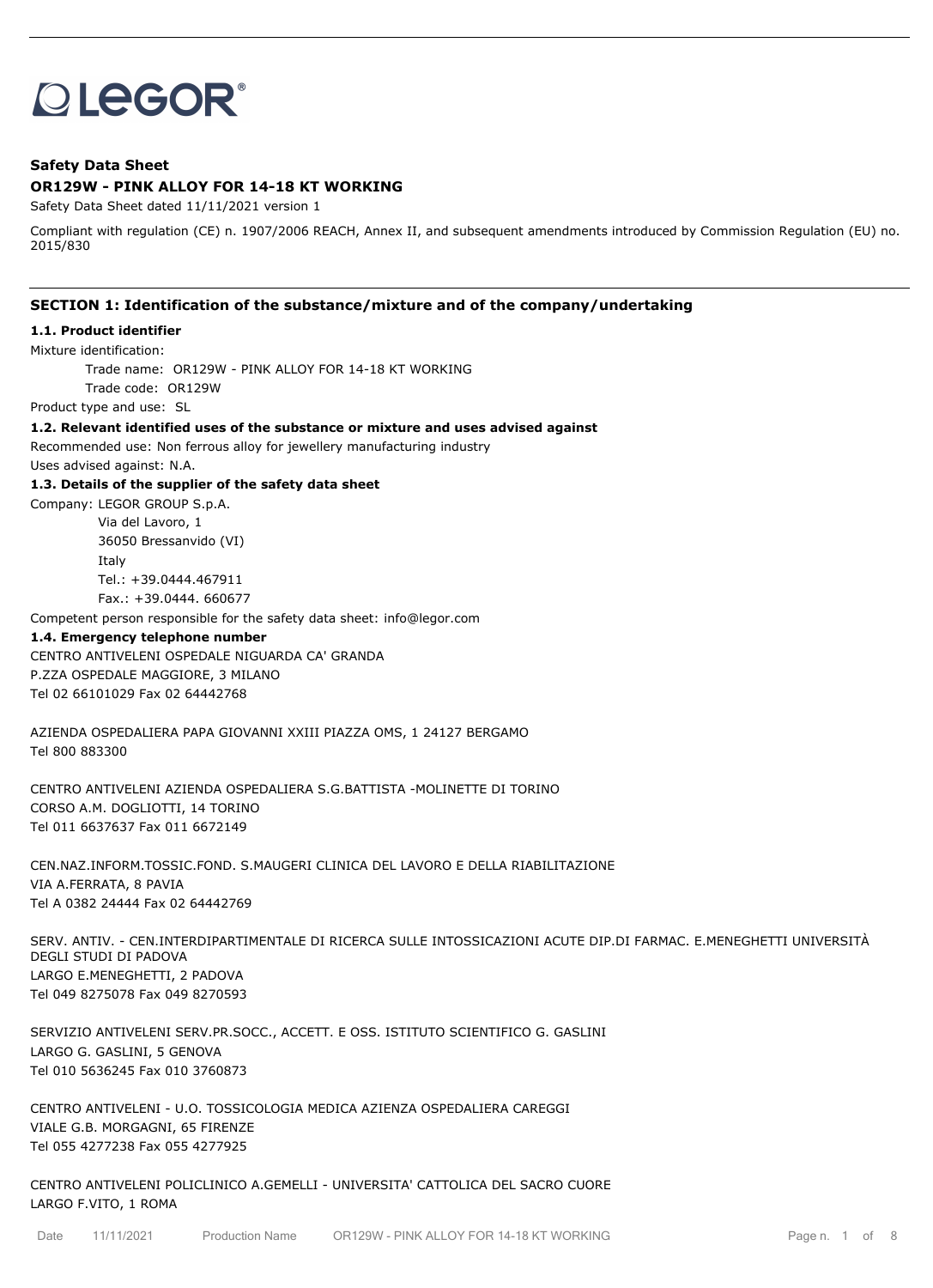LEGOR®

**Safety Data Sheet**

**OR129W - PINK ALLOY FOR 14-18 KT WORKING**

Safety Data Sheet dated 11/11/2021 version 1

Compliant with regulation (CE) n. 1907/2006 REACH, Annex II, and subsequent amendments introduced by Commission Regulation (EU) no. 2015/830

## SECTION 1: Identification of the substance/mixture and of the company/undertaking

### 1.1. Product identifier

Mixture identification:

Trade name: OR129W - PINK ALLOY FOR 14-18 KT WORKING

Trade code: OR129W

Product type and use: SL

### 1.2. Relevant identified uses of the substance or mixture and uses advised against

Recommended use: Non ferrous alloy for jewellery manufacturing industry

Uses advised against: N.A.

### 1.3. Details of the supplier of the safety data sheet

Company: LEGOR GROUP S.p.A.

Via del Lavoro, 1

36050 Bressanvido (VI)

Italy

Tel.: +39.0444.467911

Fax.: +39.0444. 660677

Competent person responsible for the safety data sheet: info@legor.com

### 1.4. Emergency telephone number

CENTRO ANTIVELENI OSPEDALE NIGUARDA CA' GRANDA
P.ZZA OSPEDALE MAGGIORE, 3 MILANO
Tel 02 66101029 Fax 02 64442768

AZIENDA OSPEDALIERA PAPA GIOVANNI XXIII PIAZZA OMS, 1 24127 BERGAMO
Tel 800 883300

CENTRO ANTIVELENI AZIENDA OSPEDALIERA S.G.BATTISTA -MOLINETTE DI TORINO
CORSO A.M. DOGLIOTTI, 14 TORINO
Tel 011 6637637 Fax 011 6672149

CEN.NAZ.INFORM.TOSSIC.FOND. S.MAUGERI CLINICA DEL LAVORO E DELLA RIABILITAZIONE
VIA A.FERRATA, 8 PAVIA
Tel A 0382 24444 Fax 02 64442769

SERV. ANTIV. - CEN.INTERDIPARTIMENTALE DI RICERCA SULLE INTOSSICAZIONI ACUTE DIP.DI FARMAC. E.MENEGHETTI UNIVERSITÀ DEGLI STUDI DI PADOVA
LARGO E.MENEGHETTI, 2 PADOVA
Tel 049 8275078 Fax 049 8270593

SERVIZIO ANTIVELENI SERV.PR.SOCC., ACCETT. E OSS. ISTITUTO SCIENTIFICO G. GASLINI
LARGO G. GASLINI, 5 GENOVA
Tel 010 5636245 Fax 010 3760873

CENTRO ANTIVELENI - U.O. TOSSICOLOGIA MEDICA AZIENZA OSPEDALIERA CAREGGI
VIALE G.B. MORGAGNI, 65 FIRENZE
Tel 055 4277238 Fax 055 4277925

CENTRO ANTIVELENI POLICLINICO A.GEMELLI - UNIVERSITA' CATTOLICA DEL SACRO CUORE
LARGO F.VITO, 1 ROMA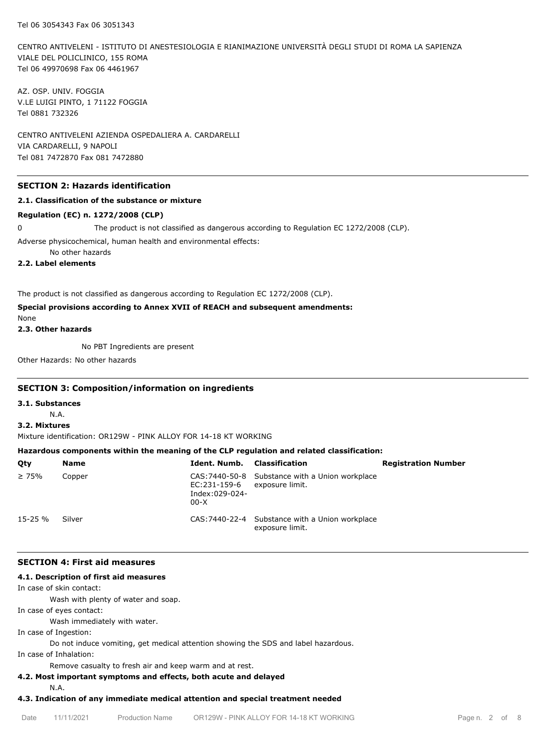Tel 06 3054343 Fax 06 3051343

CENTRO ANTIVELENI - ISTITUTO DI ANESTESIOLOGIA E RIANIMAZIONE UNIVERSITÀ DEGLI STUDI DI ROMA LA SAPIENZA
VIALE DEL POLICLINICO, 155 ROMA
Tel 06 49970698 Fax 06 4461967

AZ. OSP. UNIV. FOGGIA
V.LE LUIGI PINTO, 1 71122 FOGGIA
Tel 0881 732326

CENTRO ANTIVELENI AZIENDA OSPEDALIERA A. CARDARELLI
VIA CARDARELLI, 9 NAPOLI
Tel 081 7472870 Fax 081 7472880

## SECTION 2: Hazards identification

### 2.1. Classification of the substance or mixture

**Regulation (EC) n. 1272/2008 (CLP)**

0 The product is not classified as dangerous according to Regulation EC 1272/2008 (CLP).

Adverse physicochemical, human health and environmental effects:

No other hazards

### 2.2. Label elements

The product is not classified as dangerous according to Regulation EC 1272/2008 (CLP).

**Special provisions according to Annex XVII of REACH and subsequent amendments:**

None

### 2.3. Other hazards

No PBT Ingredients are present

Other Hazards: No other hazards

## SECTION 3: Composition/information on ingredients

### 3.1. Substances

N.A.

### 3.2. Mixtures

Mixture identification: OR129W - PINK ALLOY FOR 14-18 KT WORKING

**Hazardous components within the meaning of the CLP regulation and related classification:**

| Qty | Name | Ident. Numb. | Classification | Registration Number |
|---|---|---|---|---|
| ≥ 75% | Copper | CAS:7440-50-8 EC:231-159-6 Index:029-024-00-X | Substance with a Union workplace exposure limit. | |
| 15-25 % | Silver | CAS:7440-22-4 | Substance with a Union workplace exposure limit. | |

## SECTION 4: First aid measures

### 4.1. Description of first aid measures

In case of skin contact:

Wash with plenty of water and soap.

In case of eyes contact:

Wash immediately with water.

In case of Ingestion:

Do not induce vomiting, get medical attention showing the SDS and label hazardous.

In case of Inhalation:

Remove casualty to fresh air and keep warm and at rest.

### 4.2. Most important symptoms and effects, both acute and delayed

N.A.

### 4.3. Indication of any immediate medical attention and special treatment needed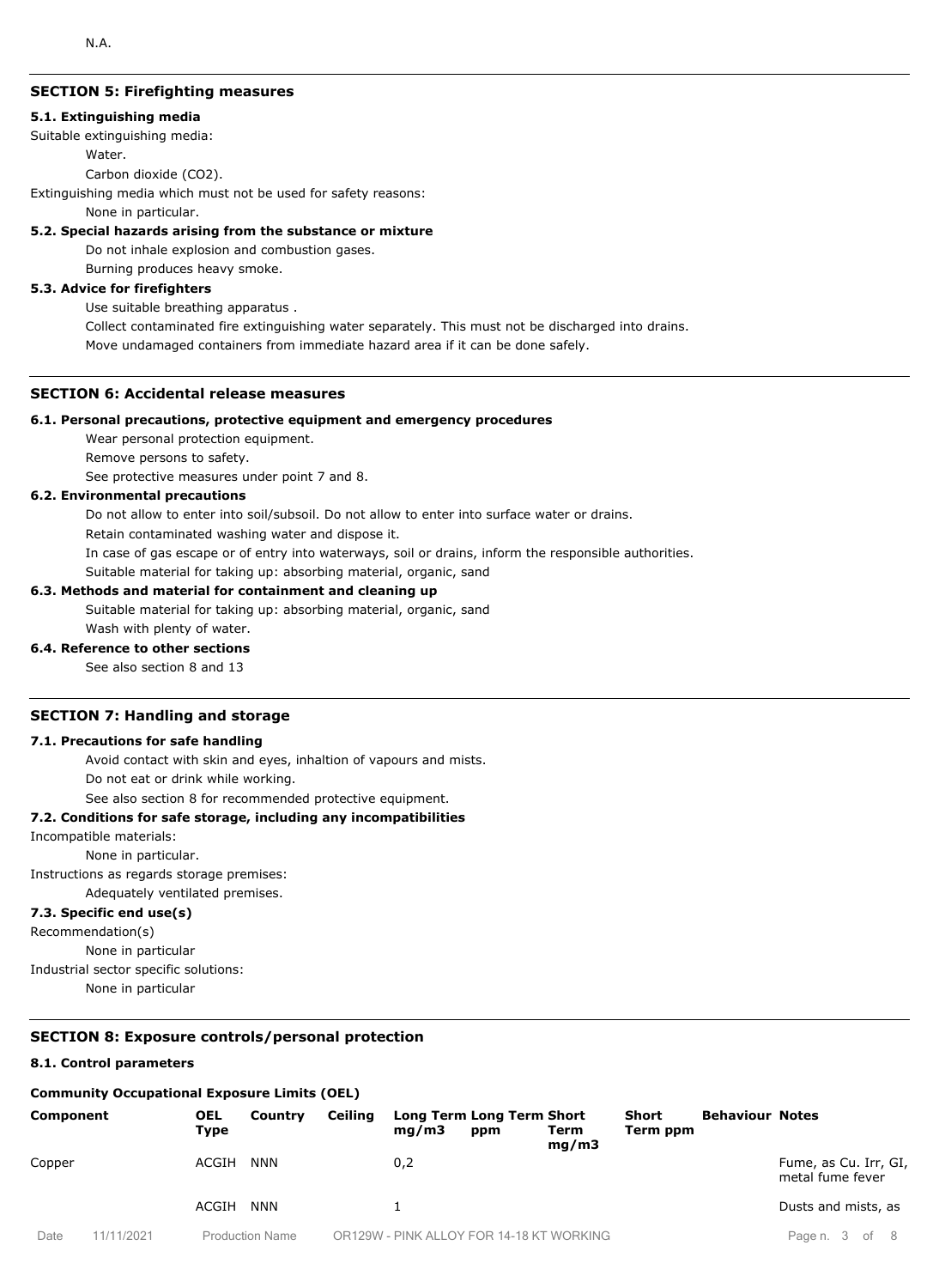N.A.

## SECTION 5: Firefighting measures

### 5.1. Extinguishing media

Suitable extinguishing media:

Water.

Carbon dioxide ($CO_2$).

Extinguishing media which must not be used for safety reasons:

None in particular.

### 5.2. Special hazards arising from the substance or mixture

Do not inhale explosion and combustion gases.

Burning produces heavy smoke.

### 5.3. Advice for firefighters

Use suitable breathing apparatus .

Collect contaminated fire extinguishing water separately. This must not be discharged into drains.

Move undamaged containers from immediate hazard area if it can be done safely.

## SECTION 6: Accidental release measures

### 6.1. Personal precautions, protective equipment and emergency procedures

Wear personal protection equipment.

Remove persons to safety.

See protective measures under point 7 and 8.

### 6.2. Environmental precautions

Do not allow to enter into soil/subsoil. Do not allow to enter into surface water or drains.

Retain contaminated washing water and dispose it.

In case of gas escape or of entry into waterways, soil or drains, inform the responsible authorities.

Suitable material for taking up: absorbing material, organic, sand

### 6.3. Methods and material for containment and cleaning up

Suitable material for taking up: absorbing material, organic, sand

Wash with plenty of water.

### 6.4. Reference to other sections

See also section 8 and 13

## SECTION 7: Handling and storage

### 7.1. Precautions for safe handling

Avoid contact with skin and eyes, inhaltion of vapours and mists.

Do not eat or drink while working.

See also section 8 for recommended protective equipment.

### 7.2. Conditions for safe storage, including any incompatibilities

Incompatible materials:

None in particular.

Instructions as regards storage premises:

Adequately ventilated premises.

### 7.3. Specific end use(s)

Recommendation(s)

None in particular

Industrial sector specific solutions:

None in particular

## SECTION 8: Exposure controls/personal protection

### 8.1. Control parameters

**Community Occupational Exposure Limits (OEL)**

| Component | OEL Type | Country | Ceiling | Long Term mg/m3 | Long Term ppm | Short Term mg/m3 | Short Term ppm | Behaviour | Notes |
|---|---|---|---|---|---|---|---|---|---|
| Copper | ACGIH | NNN | | 0,2 | | | | | Fume, as Cu. Irr, GI, metal fume fever |
| | ACGIH | NNN | | 1 | | | | | Dusts and mists, as |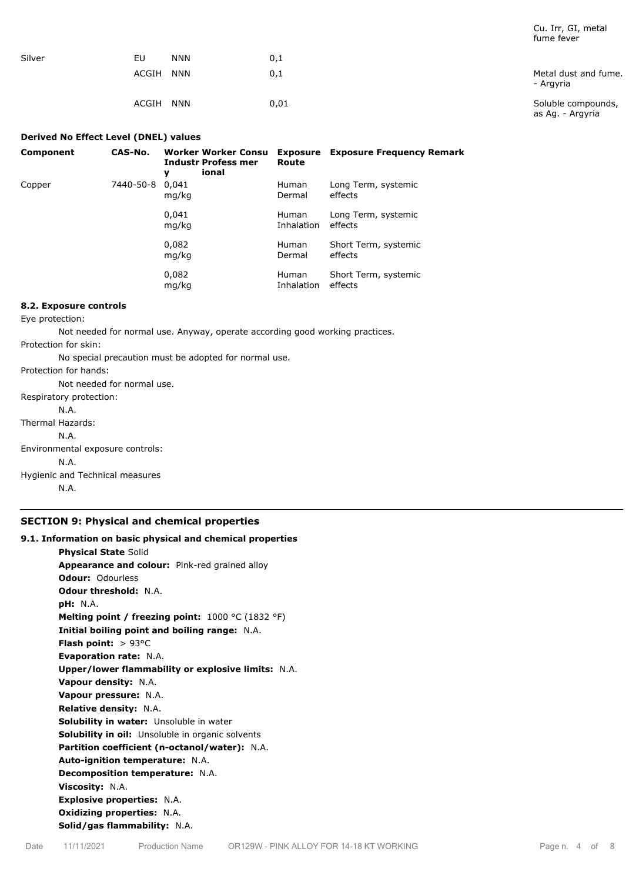| | | | | Cu. Irr, GI, metal fume fever |
|---|---|---|---|---|
| Silver | EU | NNN | 0,1 | |
| | ACGIH | NNN | 0,1 | Metal dust and fume. - Argyria |
| | ACGIH | NNN | 0,01 | Soluble compounds, as Ag. - Argyria |

**Derived No Effect Level (DNEL) values**

| Component | CAS-No. | Worker Industry | Worker Professional | Consumer | Exposure Route | Exposure Frequency | Remark |
|---|---|---|---|---|---|---|---|
| Copper | 7440-50-8 | 0,041 mg/kg | | | Human Dermal | Long Term, systemic effects | |
| | | 0,041 mg/kg | | | Human Inhalation | Long Term, systemic effects | |
| | | 0,082 mg/kg | | | Human Dermal | Short Term, systemic effects | |
| | | 0,082 mg/kg | | | Human Inhalation | Short Term, systemic effects | |

**8.2. Exposure controls**

Eye protection:

Not needed for normal use. Anyway, operate according good working practices.

Protection for skin:

No special precaution must be adopted for normal use.

Protection for hands:

Not needed for normal use.

Respiratory protection:

N.A.

Thermal Hazards:

N.A.

Environmental exposure controls:

N.A.

Hygienic and Technical measures

N.A.

---

## SECTION 9: Physical and chemical properties

**9.1. Information on basic physical and chemical properties**

**Physical State** Solid
**Appearance and colour:** Pink-red grained alloy
**Odour:** Odourless
**Odour threshold:** N.A.
**pH:** N.A.
**Melting point / freezing point:** 1000 °C (1832 °F)
**Initial boiling point and boiling range:** N.A.
**Flash point:** > 93°C
**Evaporation rate:** N.A.
**Upper/lower flammability or explosive limits:** N.A.
**Vapour density:** N.A.
**Vapour pressure:** N.A.
**Relative density:** N.A.
**Solubility in water:** Unsoluble in water
**Solubility in oil:** Unsoluble in organic solvents
**Partition coefficient (n-octanol/water):** N.A.
**Auto-ignition temperature:** N.A.
**Decomposition temperature:** N.A.
**Viscosity:** N.A.
**Explosive properties:** N.A.
**Oxidizing properties:** N.A.
**Solid/gas flammability:** N.A.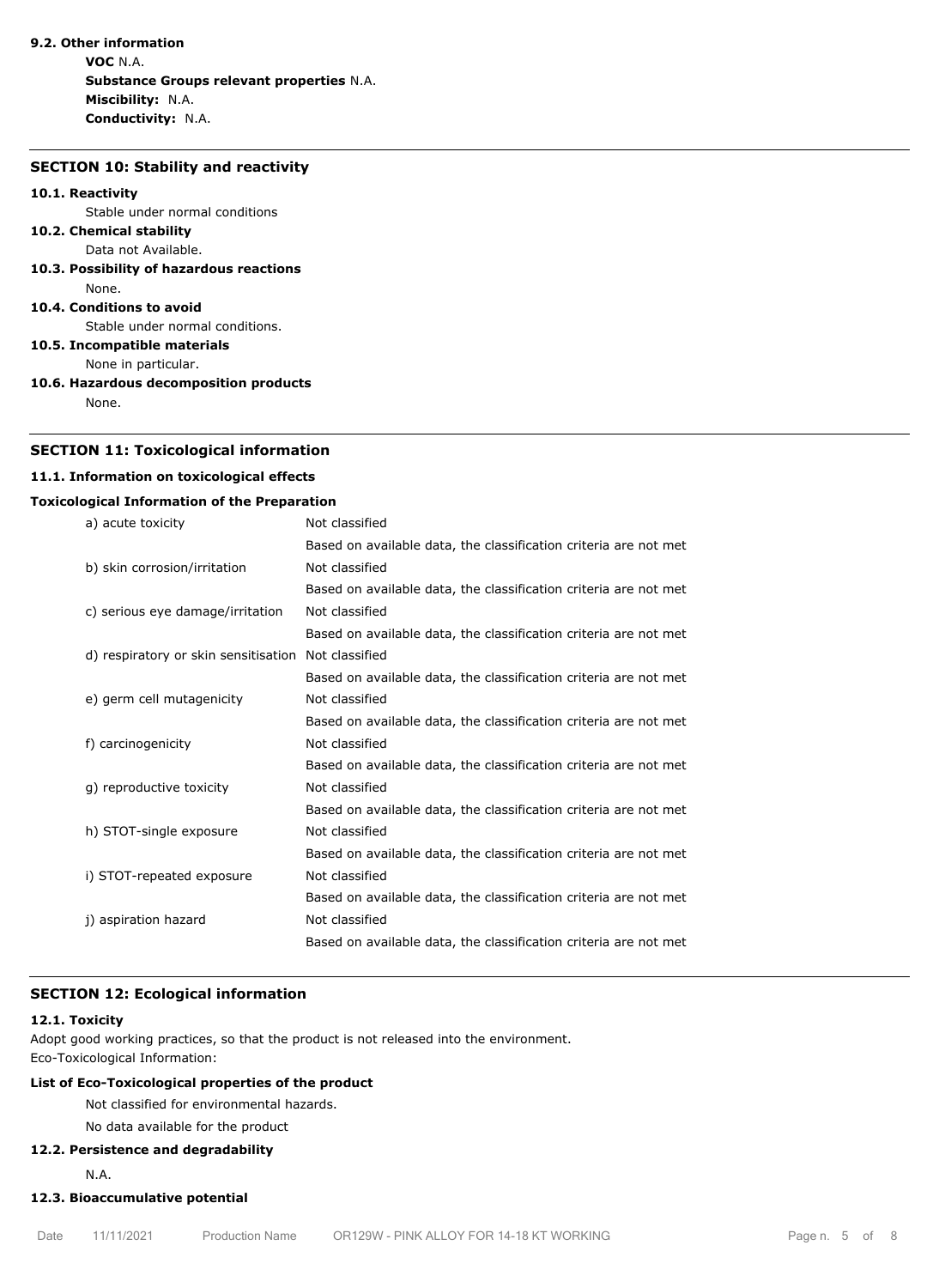### 9.2. Other information

**VOC** N.A.
**Substance Groups relevant properties** N.A.
**Miscibility:** N.A.
**Conductivity:** N.A.

## SECTION 10: Stability and reactivity

### 10.1. Reactivity

Stable under normal conditions

### 10.2. Chemical stability

Data not Available.

### 10.3. Possibility of hazardous reactions

None.

### 10.4. Conditions to avoid

Stable under normal conditions.

### 10.5. Incompatible materials

None in particular.

### 10.6. Hazardous decomposition products

None.

## SECTION 11: Toxicological information

### 11.1. Information on toxicological effects

**Toxicological Information of the Preparation**

| | |
|---|---|
| a) acute toxicity | Not classified |
| | Based on available data, the classification criteria are not met |
| b) skin corrosion/irritation | Not classified |
| | Based on available data, the classification criteria are not met |
| c) serious eye damage/irritation | Not classified |
| | Based on available data, the classification criteria are not met |
| d) respiratory or skin sensitisation | Not classified |
| | Based on available data, the classification criteria are not met |
| e) germ cell mutagenicity | Not classified |
| | Based on available data, the classification criteria are not met |
| f) carcinogenicity | Not classified |
| | Based on available data, the classification criteria are not met |
| g) reproductive toxicity | Not classified |
| | Based on available data, the classification criteria are not met |
| h) STOT-single exposure | Not classified |
| | Based on available data, the classification criteria are not met |
| i) STOT-repeated exposure | Not classified |
| | Based on available data, the classification criteria are not met |
| j) aspiration hazard | Not classified |
| | Based on available data, the classification criteria are not met |

## SECTION 12: Ecological information

### 12.1. Toxicity

Adopt good working practices, so that the product is not released into the environment.
Eco-Toxicological Information:

**List of Eco-Toxicological properties of the product**

Not classified for environmental hazards.

No data available for the product

### 12.2. Persistence and degradability

N.A.

### 12.3. Bioaccumulative potential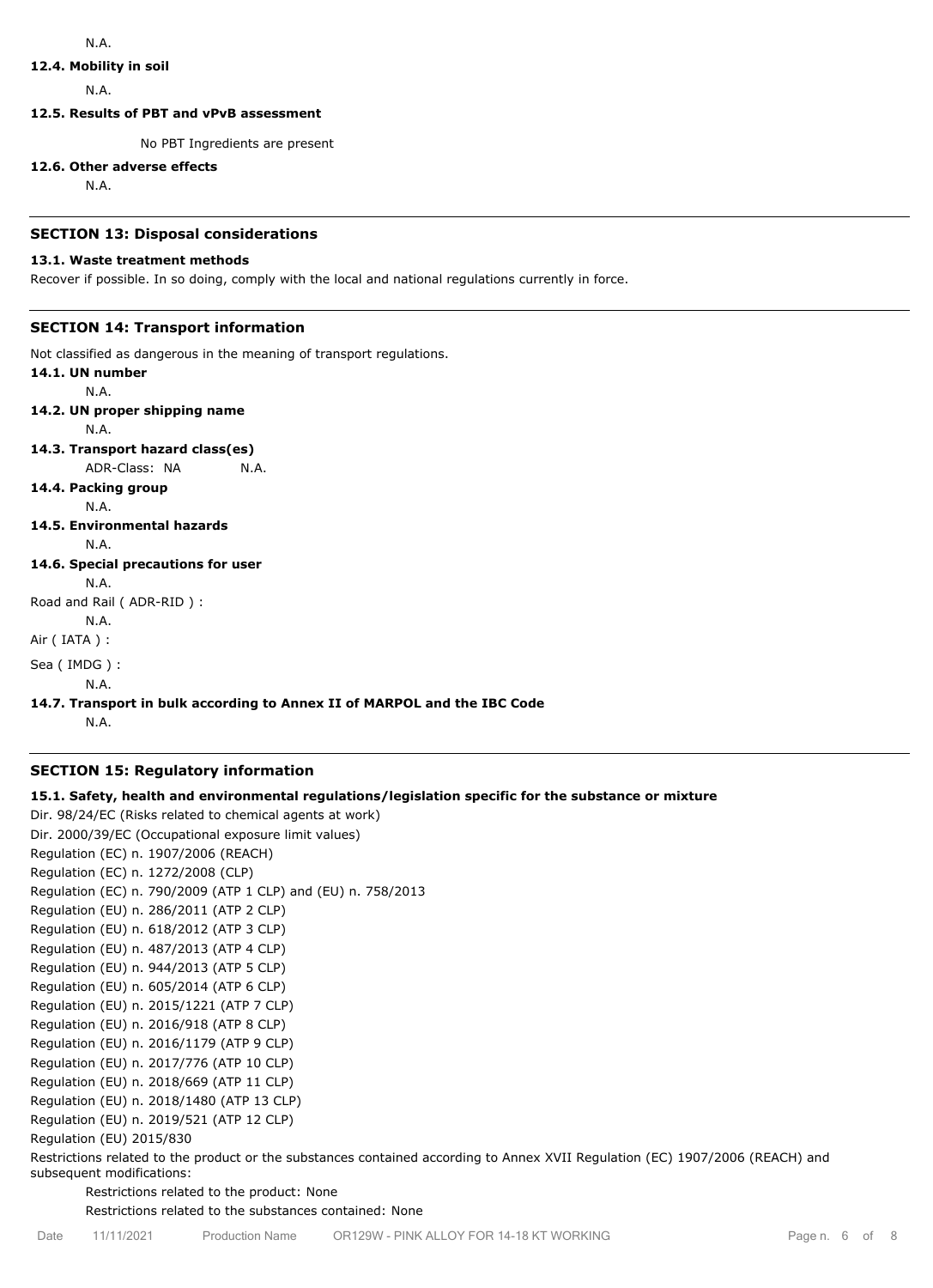N.A.

**12.4. Mobility in soil**

N.A.

**12.5. Results of PBT and vPvB assessment**

No PBT Ingredients are present

**12.6. Other adverse effects**

N.A.

## SECTION 13: Disposal considerations

**13.1. Waste treatment methods**

Recover if possible. In so doing, comply with the local and national regulations currently in force.

## SECTION 14: Transport information

Not classified as dangerous in the meaning of transport regulations.

**14.1. UN number**

N.A.

**14.2. UN proper shipping name**

N.A.

**14.3. Transport hazard class(es)**

ADR-Class: NA N.A.

**14.4. Packing group**

N.A.

**14.5. Environmental hazards**

N.A.

**14.6. Special precautions for user**

N.A.

Road and Rail ( ADR-RID ) :

N.A.

Air ( IATA ) :

Sea ( IMDG ) :

N.A.

**14.7. Transport in bulk according to Annex II of MARPOL and the IBC Code**

N.A.

## SECTION 15: Regulatory information

**15.1. Safety, health and environmental regulations/legislation specific for the substance or mixture**

Dir. 98/24/EC (Risks related to chemical agents at work)
Dir. 2000/39/EC (Occupational exposure limit values)
Regulation (EC) n. 1907/2006 (REACH)
Regulation (EC) n. 1272/2008 (CLP)
Regulation (EC) n. 790/2009 (ATP 1 CLP) and (EU) n. 758/2013
Regulation (EU) n. 286/2011 (ATP 2 CLP)
Regulation (EU) n. 618/2012 (ATP 3 CLP)
Regulation (EU) n. 487/2013 (ATP 4 CLP)
Regulation (EU) n. 944/2013 (ATP 5 CLP)
Regulation (EU) n. 605/2014 (ATP 6 CLP)
Regulation (EU) n. 2015/1221 (ATP 7 CLP)
Regulation (EU) n. 2016/918 (ATP 8 CLP)
Regulation (EU) n. 2016/1179 (ATP 9 CLP)
Regulation (EU) n. 2017/776 (ATP 10 CLP)
Regulation (EU) n. 2018/669 (ATP 11 CLP)
Regulation (EU) n. 2018/1480 (ATP 13 CLP)
Regulation (EU) n. 2019/521 (ATP 12 CLP)
Regulation (EU) 2015/830

Restrictions related to the product or the substances contained according to Annex XVII Regulation (EC) 1907/2006 (REACH) and subsequent modifications:

Restrictions related to the product: None

Restrictions related to the substances contained: None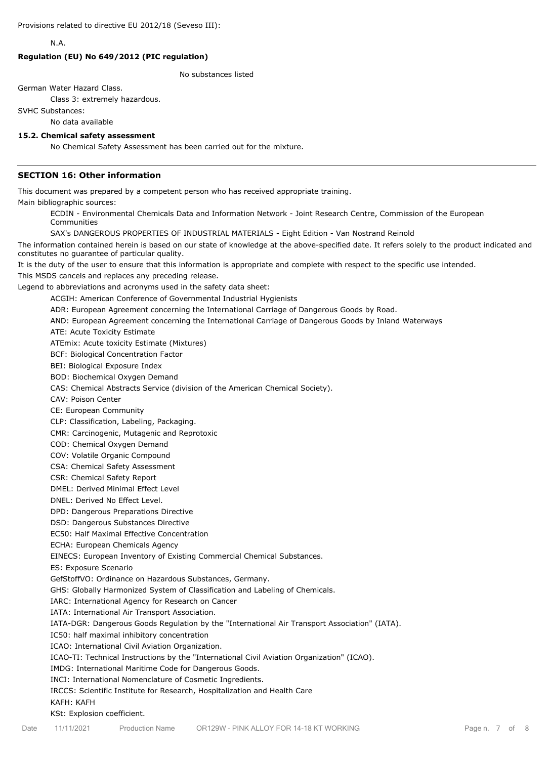Provisions related to directive EU 2012/18 (Seveso III):

N.A.

**Regulation (EU) No 649/2012 (PIC regulation)**

No substances listed

German Water Hazard Class.

Class 3: extremely hazardous.

SVHC Substances:

No data available

**15.2. Chemical safety assessment**

No Chemical Safety Assessment has been carried out for the mixture.

---

## SECTION 16: Other information

This document was prepared by a competent person who has received appropriate training.

Main bibliographic sources:

ECDIN - Environmental Chemicals Data and Information Network - Joint Research Centre, Commission of the European Communities

SAX's DANGEROUS PROPERTIES OF INDUSTRIAL MATERIALS - Eight Edition - Van Nostrand Reinold

The information contained herein is based on our state of knowledge at the above-specified date. It refers solely to the product indicated and constitutes no guarantee of particular quality.

It is the duty of the user to ensure that this information is appropriate and complete with respect to the specific use intended.

This MSDS cancels and replaces any preceding release.

Legend to abbreviations and acronyms used in the safety data sheet:

ACGIH: American Conference of Governmental Industrial Hygienists
ADR: European Agreement concerning the International Carriage of Dangerous Goods by Road.
AND: European Agreement concerning the International Carriage of Dangerous Goods by Inland Waterways
ATE: Acute Toxicity Estimate
ATEmix: Acute toxicity Estimate (Mixtures)
BCF: Biological Concentration Factor
BEI: Biological Exposure Index
BOD: Biochemical Oxygen Demand
CAS: Chemical Abstracts Service (division of the American Chemical Society).
CAV: Poison Center
CE: European Community
CLP: Classification, Labeling, Packaging.
CMR: Carcinogenic, Mutagenic and Reprotoxic
COD: Chemical Oxygen Demand
COV: Volatile Organic Compound
CSA: Chemical Safety Assessment
CSR: Chemical Safety Report
DMEL: Derived Minimal Effect Level
DNEL: Derived No Effect Level.
DPD: Dangerous Preparations Directive
DSD: Dangerous Substances Directive
EC50: Half Maximal Effective Concentration
ECHA: European Chemicals Agency
EINECS: European Inventory of Existing Commercial Chemical Substances.
ES: Exposure Scenario
GefStoffVO: Ordinance on Hazardous Substances, Germany.
GHS: Globally Harmonized System of Classification and Labeling of Chemicals.
IARC: International Agency for Research on Cancer
IATA: International Air Transport Association.
IATA-DGR: Dangerous Goods Regulation by the "International Air Transport Association" (IATA).
IC50: half maximal inhibitory concentration
ICAO: International Civil Aviation Organization.
ICAO-TI: Technical Instructions by the "International Civil Aviation Organization" (ICAO).
IMDG: International Maritime Code for Dangerous Goods.
INCI: International Nomenclature of Cosmetic Ingredients.
IRCCS: Scientific Institute for Research, Hospitalization and Health Care
KAFH: KAFH
KSt: Explosion coefficient.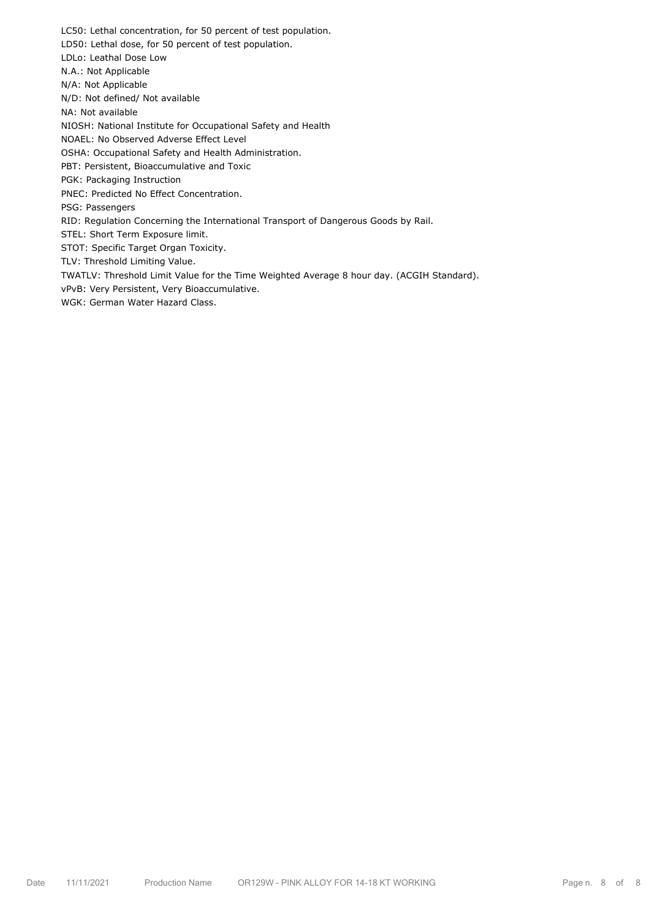LC50: Lethal concentration, for 50 percent of test population.

LD50: Lethal dose, for 50 percent of test population.

LDLo: Leathal Dose Low

N.A.: Not Applicable

N/A: Not Applicable

N/D: Not defined/ Not available

NA: Not available

NIOSH: National Institute for Occupational Safety and Health

NOAEL: No Observed Adverse Effect Level

OSHA: Occupational Safety and Health Administration.

PBT: Persistent, Bioaccumulative and Toxic

PGK: Packaging Instruction

PNEC: Predicted No Effect Concentration.

PSG: Passengers

RID: Regulation Concerning the International Transport of Dangerous Goods by Rail.

STEL: Short Term Exposure limit.

STOT: Specific Target Organ Toxicity.

TLV: Threshold Limiting Value.

TWATLV: Threshold Limit Value for the Time Weighted Average 8 hour day. (ACGIH Standard).

vPvB: Very Persistent, Very Bioaccumulative.

WGK: German Water Hazard Class.